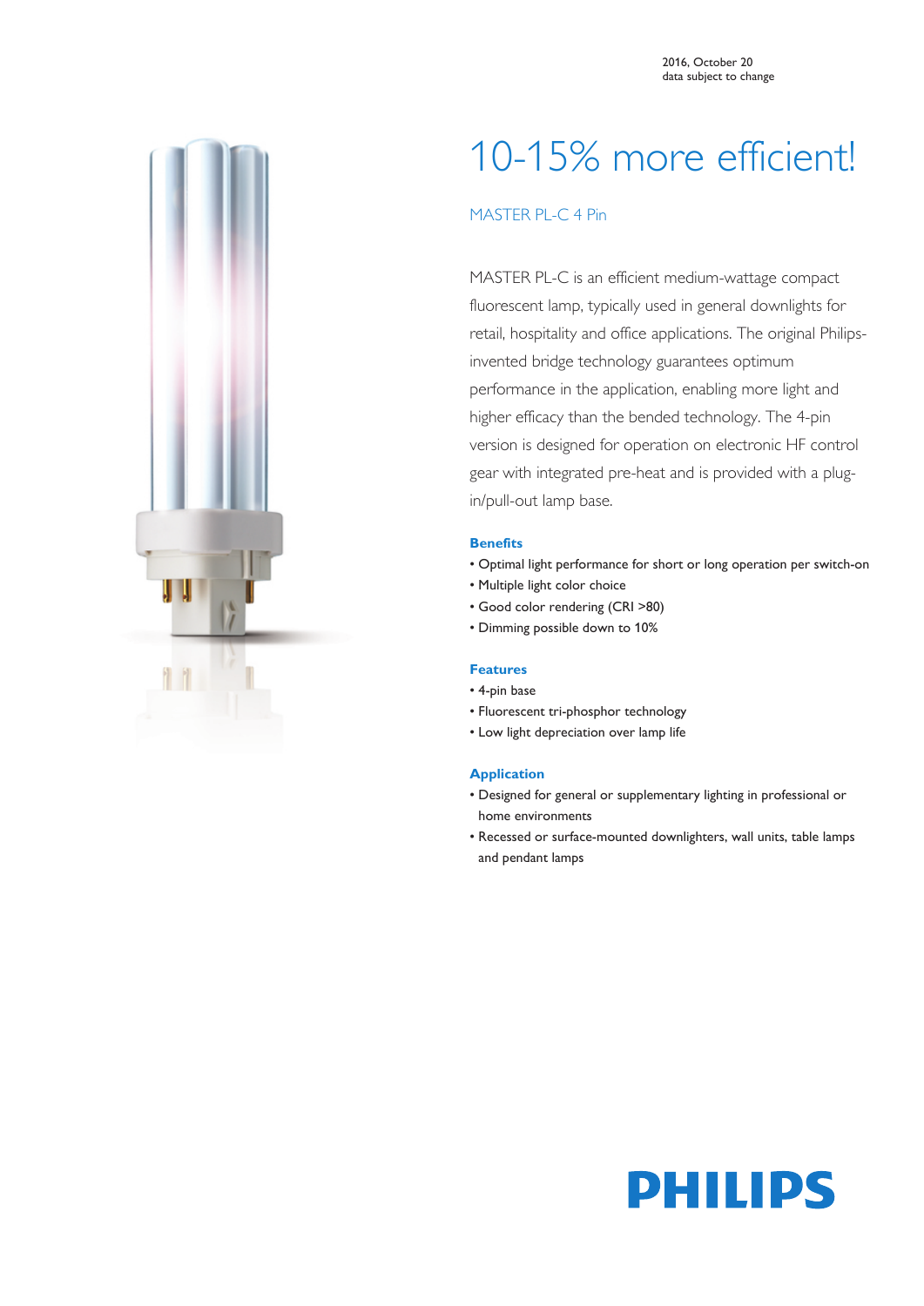2016, October 20
data subject to change

# 10-15% more efficient!

## MASTER PL-C 4 Pin

MASTER PL-C is an efficient medium-wattage compact fluorescent lamp, typically used in general downlights for retail, hospitality and office applications. The original Philips-invented bridge technology guarantees optimum performance in the application, enabling more light and higher efficacy than the bended technology. The 4-pin version is designed for operation on electronic HF control gear with integrated pre-heat and is provided with a plug-in/pull-out lamp base.

### Benefits

- Optimal light performance for short or long operation per switch-on
- Multiple light color choice
- Good color rendering (CRI >80)
- Dimming possible down to 10%

### Features

- 4-pin base
- Fluorescent tri-phosphor technology
- Low light depreciation over lamp life

### Application

- Designed for general or supplementary lighting in professional or home environments
- Recessed or surface-mounted downlighters, wall units, table lamps and pendant lamps

PHILIPS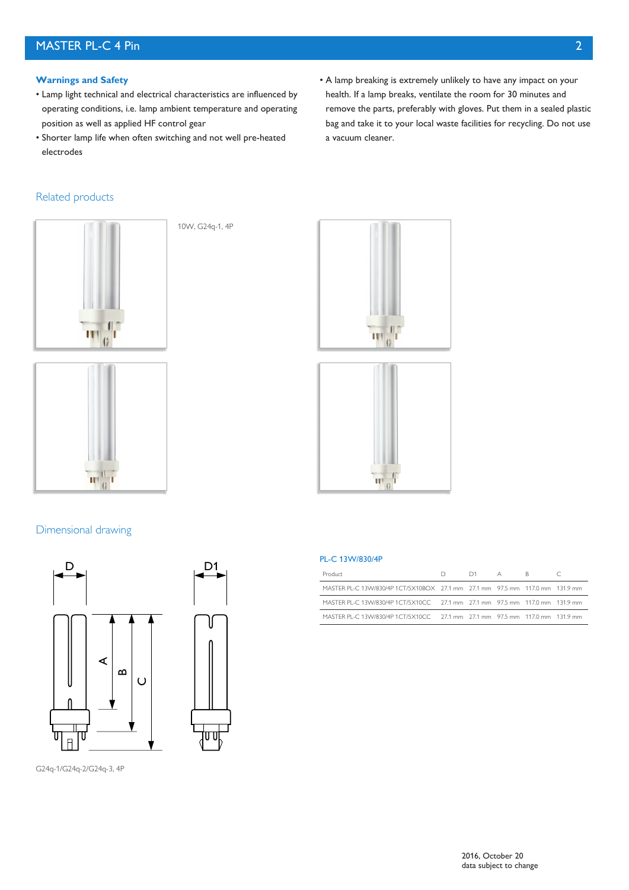### Warnings and Safety

- Lamp light technical and electrical characteristics are influenced by operating conditions, i.e. lamp ambient temperature and operating position as well as applied HF control gear
- Shorter lamp life when often switching and not well pre-heated electrodes
- A lamp breaking is extremely unlikely to have any impact on your health. If a lamp breaks, ventilate the room for 30 minutes and remove the parts, preferably with gloves. Put them in a sealed plastic bag and take it to your local waste facilities for recycling. Do not use a vacuum cleaner.

## Related products

10W, G24q-1, 4P

## Dimensional drawing

G24q-1/G24q-2/G24q-3, 4P

**PL-C 13W/830/4P**

| Product | D | D1 | A | B | C |
|---|---|---|---|---|---|
| MASTER PL-C 13W/830/4P 1CT/5X10BOX | 27.1 mm | 27.1 mm | 97.5 mm | 117.0 mm | 131.9 mm |
| MASTER PL-C 13W/830/4P 1CT/5X10CC | 27.1 mm | 27.1 mm | 97.5 mm | 117.0 mm | 131.9 mm |
| MASTER PL-C 13W/830/4P 1CT/5X10CC | 27.1 mm | 27.1 mm | 97.5 mm | 117.0 mm | 131.9 mm |

2016, October 20
data subject to change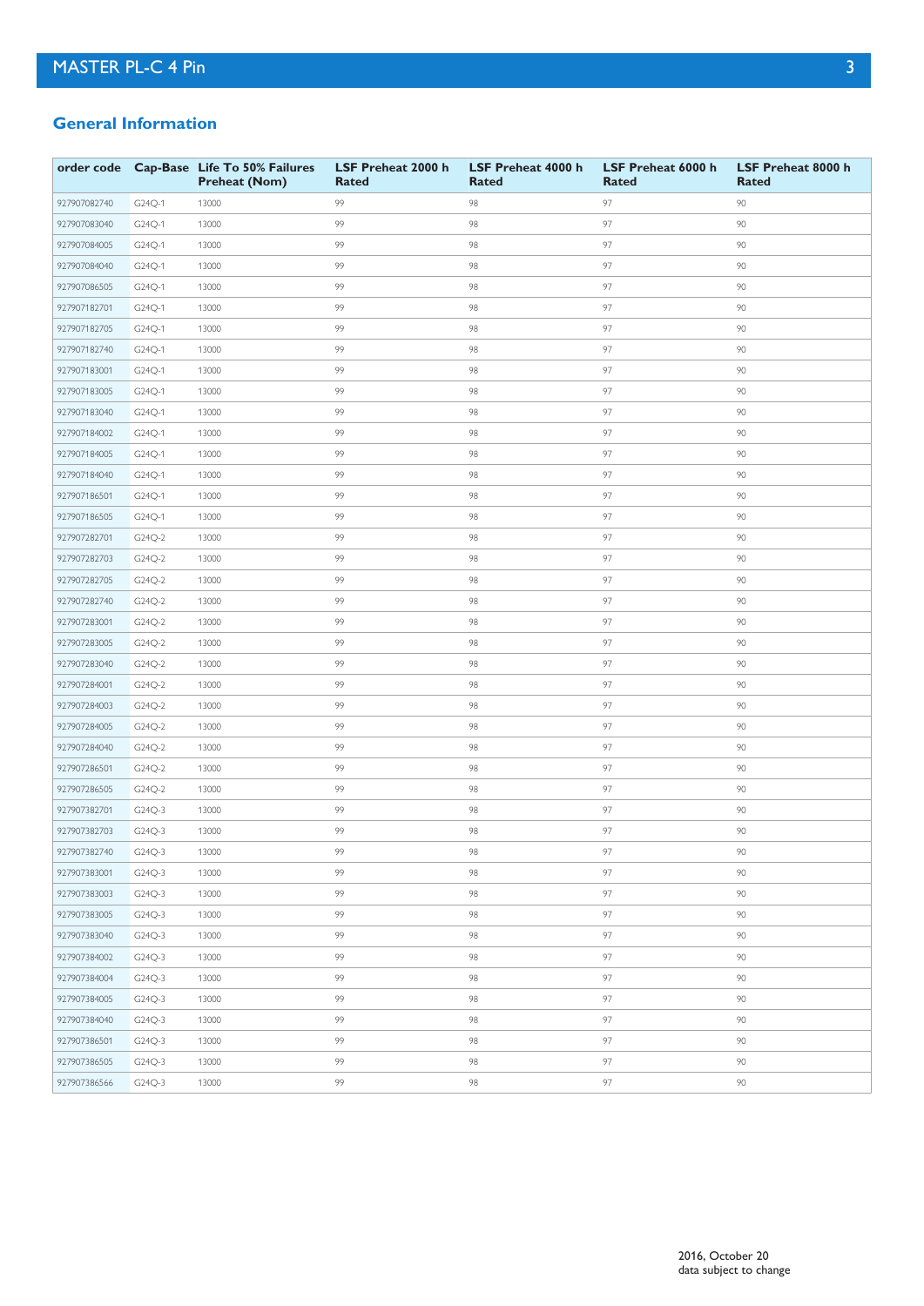## General Information

| order code | Cap-Base | Life To 50% Failures Preheat (Nom) | LSF Preheat 2000 h Rated | LSF Preheat 4000 h Rated | LSF Preheat 6000 h Rated | LSF Preheat 8000 h Rated |
|---|---|---|---|---|---|---|
| 927907082740 | G24Q-1 | 13000 | 99 | 98 | 97 | 90 |
| 927907083040 | G24Q-1 | 13000 | 99 | 98 | 97 | 90 |
| 927907084005 | G24Q-1 | 13000 | 99 | 98 | 97 | 90 |
| 927907084040 | G24Q-1 | 13000 | 99 | 98 | 97 | 90 |
| 927907086505 | G24Q-1 | 13000 | 99 | 98 | 97 | 90 |
| 927907182701 | G24Q-1 | 13000 | 99 | 98 | 97 | 90 |
| 927907182705 | G24Q-1 | 13000 | 99 | 98 | 97 | 90 |
| 927907182740 | G24Q-1 | 13000 | 99 | 98 | 97 | 90 |
| 927907183001 | G24Q-1 | 13000 | 99 | 98 | 97 | 90 |
| 927907183005 | G24Q-1 | 13000 | 99 | 98 | 97 | 90 |
| 927907183040 | G24Q-1 | 13000 | 99 | 98 | 97 | 90 |
| 927907184002 | G24Q-1 | 13000 | 99 | 98 | 97 | 90 |
| 927907184005 | G24Q-1 | 13000 | 99 | 98 | 97 | 90 |
| 927907184040 | G24Q-1 | 13000 | 99 | 98 | 97 | 90 |
| 927907186501 | G24Q-1 | 13000 | 99 | 98 | 97 | 90 |
| 927907186505 | G24Q-1 | 13000 | 99 | 98 | 97 | 90 |
| 927907282701 | G24Q-2 | 13000 | 99 | 98 | 97 | 90 |
| 927907282703 | G24Q-2 | 13000 | 99 | 98 | 97 | 90 |
| 927907282705 | G24Q-2 | 13000 | 99 | 98 | 97 | 90 |
| 927907282740 | G24Q-2 | 13000 | 99 | 98 | 97 | 90 |
| 927907283001 | G24Q-2 | 13000 | 99 | 98 | 97 | 90 |
| 927907283005 | G24Q-2 | 13000 | 99 | 98 | 97 | 90 |
| 927907283040 | G24Q-2 | 13000 | 99 | 98 | 97 | 90 |
| 927907284001 | G24Q-2 | 13000 | 99 | 98 | 97 | 90 |
| 927907284003 | G24Q-2 | 13000 | 99 | 98 | 97 | 90 |
| 927907284005 | G24Q-2 | 13000 | 99 | 98 | 97 | 90 |
| 927907284040 | G24Q-2 | 13000 | 99 | 98 | 97 | 90 |
| 927907286501 | G24Q-2 | 13000 | 99 | 98 | 97 | 90 |
| 927907286505 | G24Q-2 | 13000 | 99 | 98 | 97 | 90 |
| 927907382701 | G24Q-3 | 13000 | 99 | 98 | 97 | 90 |
| 927907382703 | G24Q-3 | 13000 | 99 | 98 | 97 | 90 |
| 927907382740 | G24Q-3 | 13000 | 99 | 98 | 97 | 90 |
| 927907383001 | G24Q-3 | 13000 | 99 | 98 | 97 | 90 |
| 927907383003 | G24Q-3 | 13000 | 99 | 98 | 97 | 90 |
| 927907383005 | G24Q-3 | 13000 | 99 | 98 | 97 | 90 |
| 927907383040 | G24Q-3 | 13000 | 99 | 98 | 97 | 90 |
| 927907384002 | G24Q-3 | 13000 | 99 | 98 | 97 | 90 |
| 927907384004 | G24Q-3 | 13000 | 99 | 98 | 97 | 90 |
| 927907384005 | G24Q-3 | 13000 | 99 | 98 | 97 | 90 |
| 927907384040 | G24Q-3 | 13000 | 99 | 98 | 97 | 90 |
| 927907386501 | G24Q-3 | 13000 | 99 | 98 | 97 | 90 |
| 927907386505 | G24Q-3 | 13000 | 99 | 98 | 97 | 90 |
| 927907386566 | G24Q-3 | 13000 | 99 | 98 | 97 | 90 |

2016, October 20
data subject to change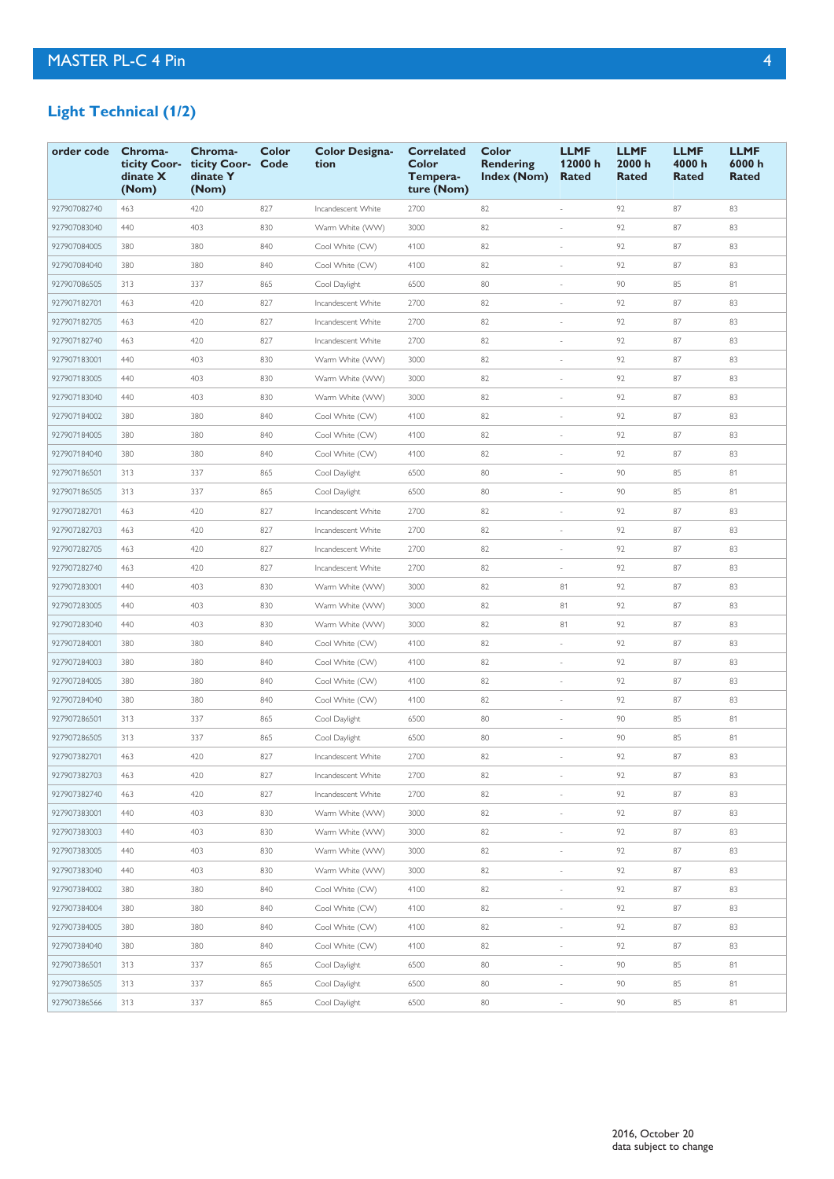## Light Technical (1/2)

| order code | Chroma-ticity Coor-dinate X (Nom) | Chroma-ticity Coor-dinate Y (Nom) | Color Code | Color Designa-tion | Correlated Color Tempera-ture (Nom) | Color Rendering Index (Nom) | LLMF 12000 h Rated | LLMF 2000 h Rated | LLMF 4000 h Rated | LLMF 6000 h Rated |
|---|---|---|---|---|---|---|---|---|---|---|
| 927907082740 | 463 | 420 | 827 | Incandescent White | 2700 | 82 | - | 92 | 87 | 83 |
| 927907083040 | 440 | 403 | 830 | Warm White (WW) | 3000 | 82 | - | 92 | 87 | 83 |
| 927907084005 | 380 | 380 | 840 | Cool White (CW) | 4100 | 82 | - | 92 | 87 | 83 |
| 927907084040 | 380 | 380 | 840 | Cool White (CW) | 4100 | 82 | - | 92 | 87 | 83 |
| 927907086505 | 313 | 337 | 865 | Cool Daylight | 6500 | 80 | - | 90 | 85 | 81 |
| 927907182701 | 463 | 420 | 827 | Incandescent White | 2700 | 82 | - | 92 | 87 | 83 |
| 927907182705 | 463 | 420 | 827 | Incandescent White | 2700 | 82 | - | 92 | 87 | 83 |
| 927907182740 | 463 | 420 | 827 | Incandescent White | 2700 | 82 | - | 92 | 87 | 83 |
| 927907183001 | 440 | 403 | 830 | Warm White (WW) | 3000 | 82 | - | 92 | 87 | 83 |
| 927907183005 | 440 | 403 | 830 | Warm White (WW) | 3000 | 82 | - | 92 | 87 | 83 |
| 927907183040 | 440 | 403 | 830 | Warm White (WW) | 3000 | 82 | - | 92 | 87 | 83 |
| 927907184002 | 380 | 380 | 840 | Cool White (CW) | 4100 | 82 | - | 92 | 87 | 83 |
| 927907184005 | 380 | 380 | 840 | Cool White (CW) | 4100 | 82 | - | 92 | 87 | 83 |
| 927907184040 | 380 | 380 | 840 | Cool White (CW) | 4100 | 82 | - | 92 | 87 | 83 |
| 927907186501 | 313 | 337 | 865 | Cool Daylight | 6500 | 80 | - | 90 | 85 | 81 |
| 927907186505 | 313 | 337 | 865 | Cool Daylight | 6500 | 80 | - | 90 | 85 | 81 |
| 927907282701 | 463 | 420 | 827 | Incandescent White | 2700 | 82 | - | 92 | 87 | 83 |
| 927907282703 | 463 | 420 | 827 | Incandescent White | 2700 | 82 | - | 92 | 87 | 83 |
| 927907282705 | 463 | 420 | 827 | Incandescent White | 2700 | 82 | - | 92 | 87 | 83 |
| 927907282740 | 463 | 420 | 827 | Incandescent White | 2700 | 82 | - | 92 | 87 | 83 |
| 927907283001 | 440 | 403 | 830 | Warm White (WW) | 3000 | 82 | 81 | 92 | 87 | 83 |
| 927907283005 | 440 | 403 | 830 | Warm White (WW) | 3000 | 82 | 81 | 92 | 87 | 83 |
| 927907283040 | 440 | 403 | 830 | Warm White (WW) | 3000 | 82 | 81 | 92 | 87 | 83 |
| 927907284001 | 380 | 380 | 840 | Cool White (CW) | 4100 | 82 | - | 92 | 87 | 83 |
| 927907284003 | 380 | 380 | 840 | Cool White (CW) | 4100 | 82 | - | 92 | 87 | 83 |
| 927907284005 | 380 | 380 | 840 | Cool White (CW) | 4100 | 82 | - | 92 | 87 | 83 |
| 927907284040 | 380 | 380 | 840 | Cool White (CW) | 4100 | 82 | - | 92 | 87 | 83 |
| 927907286501 | 313 | 337 | 865 | Cool Daylight | 6500 | 80 | - | 90 | 85 | 81 |
| 927907286505 | 313 | 337 | 865 | Cool Daylight | 6500 | 80 | - | 90 | 85 | 81 |
| 927907382701 | 463 | 420 | 827 | Incandescent White | 2700 | 82 | - | 92 | 87 | 83 |
| 927907382703 | 463 | 420 | 827 | Incandescent White | 2700 | 82 | - | 92 | 87 | 83 |
| 927907382740 | 463 | 420 | 827 | Incandescent White | 2700 | 82 | - | 92 | 87 | 83 |
| 927907383001 | 440 | 403 | 830 | Warm White (WW) | 3000 | 82 | - | 92 | 87 | 83 |
| 927907383003 | 440 | 403 | 830 | Warm White (WW) | 3000 | 82 | - | 92 | 87 | 83 |
| 927907383005 | 440 | 403 | 830 | Warm White (WW) | 3000 | 82 | - | 92 | 87 | 83 |
| 927907383040 | 440 | 403 | 830 | Warm White (WW) | 3000 | 82 | - | 92 | 87 | 83 |
| 927907384002 | 380 | 380 | 840 | Cool White (CW) | 4100 | 82 | - | 92 | 87 | 83 |
| 927907384004 | 380 | 380 | 840 | Cool White (CW) | 4100 | 82 | - | 92 | 87 | 83 |
| 927907384005 | 380 | 380 | 840 | Cool White (CW) | 4100 | 82 | - | 92 | 87 | 83 |
| 927907384040 | 380 | 380 | 840 | Cool White (CW) | 4100 | 82 | - | 92 | 87 | 83 |
| 927907386501 | 313 | 337 | 865 | Cool Daylight | 6500 | 80 | - | 90 | 85 | 81 |
| 927907386505 | 313 | 337 | 865 | Cool Daylight | 6500 | 80 | - | 90 | 85 | 81 |
| 927907386566 | 313 | 337 | 865 | Cool Daylight | 6500 | 80 | - | 90 | 85 | 81 |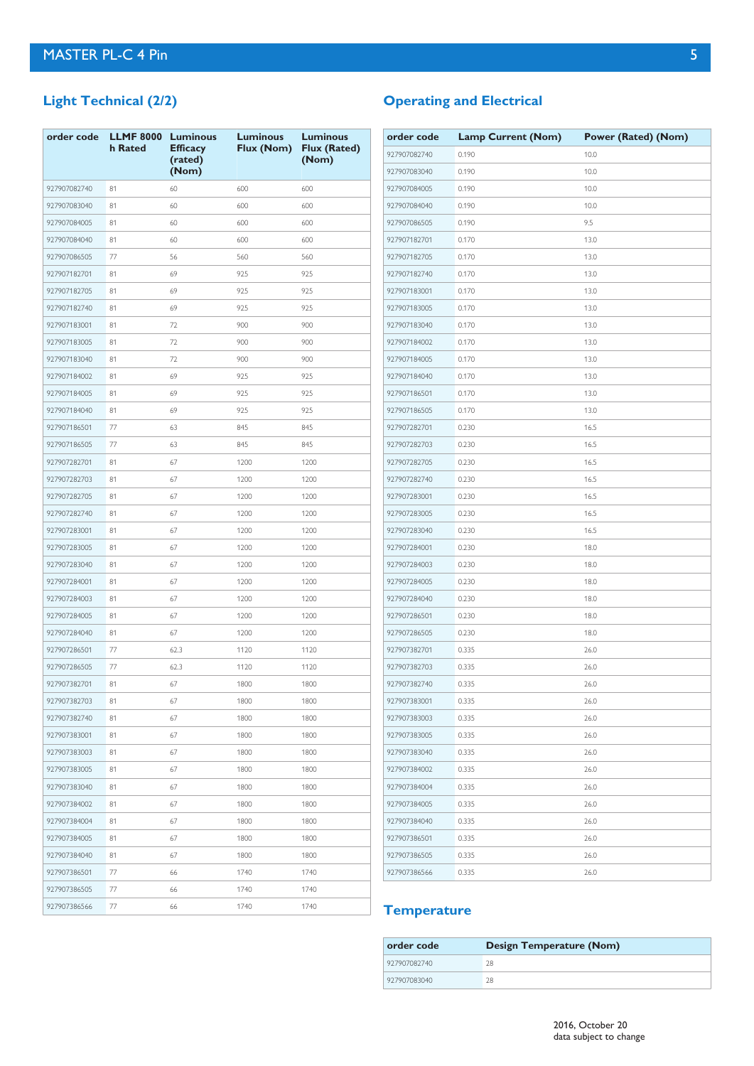## Light Technical (2/2)

| order code | LLMF 8000 h Rated | Luminous Efficacy (rated) (Nom) | Luminous Flux (Nom) | Luminous Flux (Rated) (Nom) |
|---|---|---|---|---|
| 927907082740 | 81 | 60 | 600 | 600 |
| 927907083040 | 81 | 60 | 600 | 600 |
| 927907084005 | 81 | 60 | 600 | 600 |
| 927907084040 | 81 | 60 | 600 | 600 |
| 927907086505 | 77 | 56 | 560 | 560 |
| 927907182701 | 81 | 69 | 925 | 925 |
| 927907182705 | 81 | 69 | 925 | 925 |
| 927907182740 | 81 | 69 | 925 | 925 |
| 927907183001 | 81 | 72 | 900 | 900 |
| 927907183005 | 81 | 72 | 900 | 900 |
| 927907183040 | 81 | 72 | 900 | 900 |
| 927907184002 | 81 | 69 | 925 | 925 |
| 927907184005 | 81 | 69 | 925 | 925 |
| 927907184040 | 81 | 69 | 925 | 925 |
| 927907186501 | 77 | 63 | 845 | 845 |
| 927907186505 | 77 | 63 | 845 | 845 |
| 927907282701 | 81 | 67 | 1200 | 1200 |
| 927907282703 | 81 | 67 | 1200 | 1200 |
| 927907282705 | 81 | 67 | 1200 | 1200 |
| 927907282740 | 81 | 67 | 1200 | 1200 |
| 927907283001 | 81 | 67 | 1200 | 1200 |
| 927907283005 | 81 | 67 | 1200 | 1200 |
| 927907283040 | 81 | 67 | 1200 | 1200 |
| 927907284001 | 81 | 67 | 1200 | 1200 |
| 927907284003 | 81 | 67 | 1200 | 1200 |
| 927907284005 | 81 | 67 | 1200 | 1200 |
| 927907284040 | 81 | 67 | 1200 | 1200 |
| 927907286501 | 77 | 62.3 | 1120 | 1120 |
| 927907286505 | 77 | 62.3 | 1120 | 1120 |
| 927907382701 | 81 | 67 | 1800 | 1800 |
| 927907382703 | 81 | 67 | 1800 | 1800 |
| 927907382740 | 81 | 67 | 1800 | 1800 |
| 927907383001 | 81 | 67 | 1800 | 1800 |
| 927907383003 | 81 | 67 | 1800 | 1800 |
| 927907383005 | 81 | 67 | 1800 | 1800 |
| 927907383040 | 81 | 67 | 1800 | 1800 |
| 927907384002 | 81 | 67 | 1800 | 1800 |
| 927907384004 | 81 | 67 | 1800 | 1800 |
| 927907384005 | 81 | 67 | 1800 | 1800 |
| 927907384040 | 81 | 67 | 1800 | 1800 |
| 927907386501 | 77 | 66 | 1740 | 1740 |
| 927907386505 | 77 | 66 | 1740 | 1740 |
| 927907386566 | 77 | 66 | 1740 | 1740 |

## Operating and Electrical

| order code | Lamp Current (Nom) | Power (Rated) (Nom) |
|---|---|---|
| 927907082740 | 0.190 | 10.0 |
| 927907083040 | 0.190 | 10.0 |
| 927907084005 | 0.190 | 10.0 |
| 927907084040 | 0.190 | 10.0 |
| 927907086505 | 0.190 | 9.5 |
| 927907182701 | 0.170 | 13.0 |
| 927907182705 | 0.170 | 13.0 |
| 927907182740 | 0.170 | 13.0 |
| 927907183001 | 0.170 | 13.0 |
| 927907183005 | 0.170 | 13.0 |
| 927907183040 | 0.170 | 13.0 |
| 927907184002 | 0.170 | 13.0 |
| 927907184005 | 0.170 | 13.0 |
| 927907184040 | 0.170 | 13.0 |
| 927907186501 | 0.170 | 13.0 |
| 927907186505 | 0.170 | 13.0 |
| 927907282701 | 0.230 | 16.5 |
| 927907282703 | 0.230 | 16.5 |
| 927907282705 | 0.230 | 16.5 |
| 927907282740 | 0.230 | 16.5 |
| 927907283001 | 0.230 | 16.5 |
| 927907283005 | 0.230 | 16.5 |
| 927907283040 | 0.230 | 16.5 |
| 927907284001 | 0.230 | 18.0 |
| 927907284003 | 0.230 | 18.0 |
| 927907284005 | 0.230 | 18.0 |
| 927907284040 | 0.230 | 18.0 |
| 927907286501 | 0.230 | 18.0 |
| 927907286505 | 0.230 | 18.0 |
| 927907382701 | 0.335 | 26.0 |
| 927907382703 | 0.335 | 26.0 |
| 927907382740 | 0.335 | 26.0 |
| 927907383001 | 0.335 | 26.0 |
| 927907383003 | 0.335 | 26.0 |
| 927907383005 | 0.335 | 26.0 |
| 927907383040 | 0.335 | 26.0 |
| 927907384002 | 0.335 | 26.0 |
| 927907384004 | 0.335 | 26.0 |
| 927907384005 | 0.335 | 26.0 |
| 927907384040 | 0.335 | 26.0 |
| 927907386501 | 0.335 | 26.0 |
| 927907386505 | 0.335 | 26.0 |
| 927907386566 | 0.335 | 26.0 |

## Temperature

| order code | Design Temperature (Nom) |
|---|---|
| 927907082740 | 28 |
| 927907083040 | 28 |

2016, October 20
data subject to change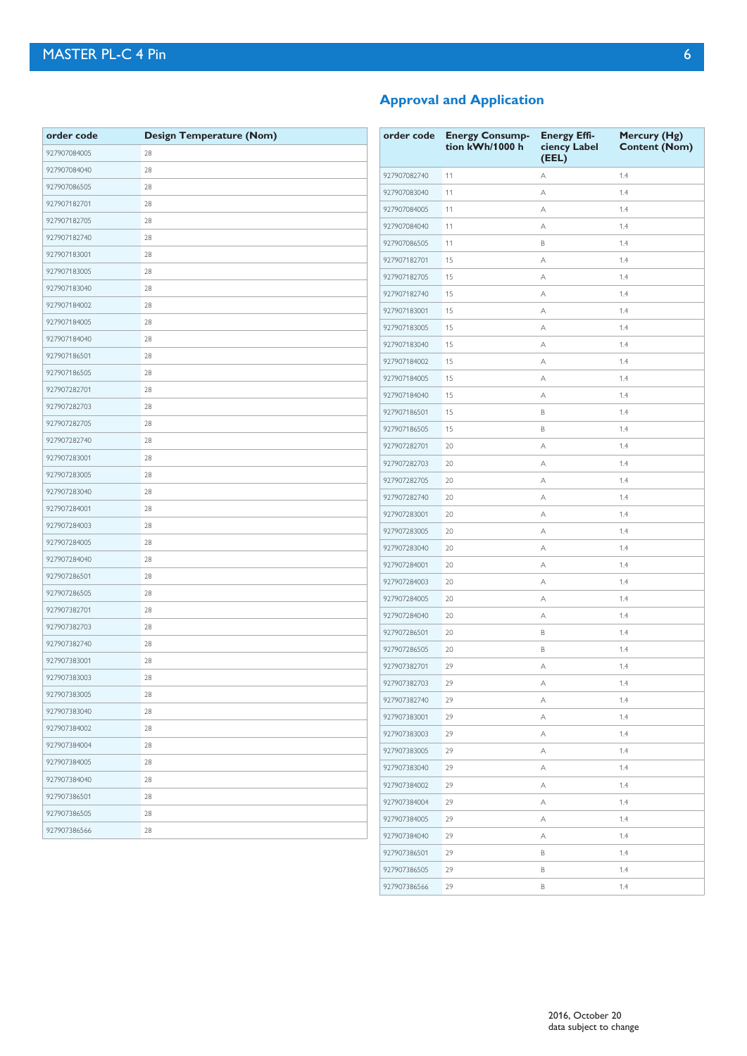| order code | Design Temperature (Nom) |
| --- | --- |
| 927907084005 | 28 |
| 927907084040 | 28 |
| 927907086505 | 28 |
| 927907182701 | 28 |
| 927907182705 | 28 |
| 927907182740 | 28 |
| 927907183001 | 28 |
| 927907183005 | 28 |
| 927907183040 | 28 |
| 927907184002 | 28 |
| 927907184005 | 28 |
| 927907184040 | 28 |
| 927907186501 | 28 |
| 927907186505 | 28 |
| 927907282701 | 28 |
| 927907282703 | 28 |
| 927907282705 | 28 |
| 927907282740 | 28 |
| 927907283001 | 28 |
| 927907283005 | 28 |
| 927907283040 | 28 |
| 927907284001 | 28 |
| 927907284003 | 28 |
| 927907284005 | 28 |
| 927907284040 | 28 |
| 927907286501 | 28 |
| 927907286505 | 28 |
| 927907382701 | 28 |
| 927907382703 | 28 |
| 927907382740 | 28 |
| 927907383001 | 28 |
| 927907383003 | 28 |
| 927907383005 | 28 |
| 927907383040 | 28 |
| 927907384002 | 28 |
| 927907384004 | 28 |
| 927907384005 | 28 |
| 927907384040 | 28 |
| 927907386501 | 28 |
| 927907386505 | 28 |
| 927907386566 | 28 |

## Approval and Application

| order code | Energy Consumption kWh/1000 h | Energy Efficiency Label (EEL) | Mercury (Hg) Content (Nom) |
| --- | --- | --- | --- |
| 927907082740 | 11 | A | 1.4 |
| 927907083040 | 11 | A | 1.4 |
| 927907084005 | 11 | A | 1.4 |
| 927907084040 | 11 | A | 1.4 |
| 927907086505 | 11 | B | 1.4 |
| 927907182701 | 15 | A | 1.4 |
| 927907182705 | 15 | A | 1.4 |
| 927907182740 | 15 | A | 1.4 |
| 927907183001 | 15 | A | 1.4 |
| 927907183005 | 15 | A | 1.4 |
| 927907183040 | 15 | A | 1.4 |
| 927907184002 | 15 | A | 1.4 |
| 927907184005 | 15 | A | 1.4 |
| 927907184040 | 15 | A | 1.4 |
| 927907186501 | 15 | B | 1.4 |
| 927907186505 | 15 | B | 1.4 |
| 927907282701 | 20 | A | 1.4 |
| 927907282703 | 20 | A | 1.4 |
| 927907282705 | 20 | A | 1.4 |
| 927907282740 | 20 | A | 1.4 |
| 927907283001 | 20 | A | 1.4 |
| 927907283005 | 20 | A | 1.4 |
| 927907283040 | 20 | A | 1.4 |
| 927907284001 | 20 | A | 1.4 |
| 927907284003 | 20 | A | 1.4 |
| 927907284005 | 20 | A | 1.4 |
| 927907284040 | 20 | A | 1.4 |
| 927907286501 | 20 | B | 1.4 |
| 927907286505 | 20 | B | 1.4 |
| 927907382701 | 29 | A | 1.4 |
| 927907382703 | 29 | A | 1.4 |
| 927907382740 | 29 | A | 1.4 |
| 927907383001 | 29 | A | 1.4 |
| 927907383003 | 29 | A | 1.4 |
| 927907383005 | 29 | A | 1.4 |
| 927907383040 | 29 | A | 1.4 |
| 927907384002 | 29 | A | 1.4 |
| 927907384004 | 29 | A | 1.4 |
| 927907384005 | 29 | A | 1.4 |
| 927907384040 | 29 | A | 1.4 |
| 927907386501 | 29 | B | 1.4 |
| 927907386505 | 29 | B | 1.4 |
| 927907386566 | 29 | B | 1.4 |

2016, October 20
data subject to change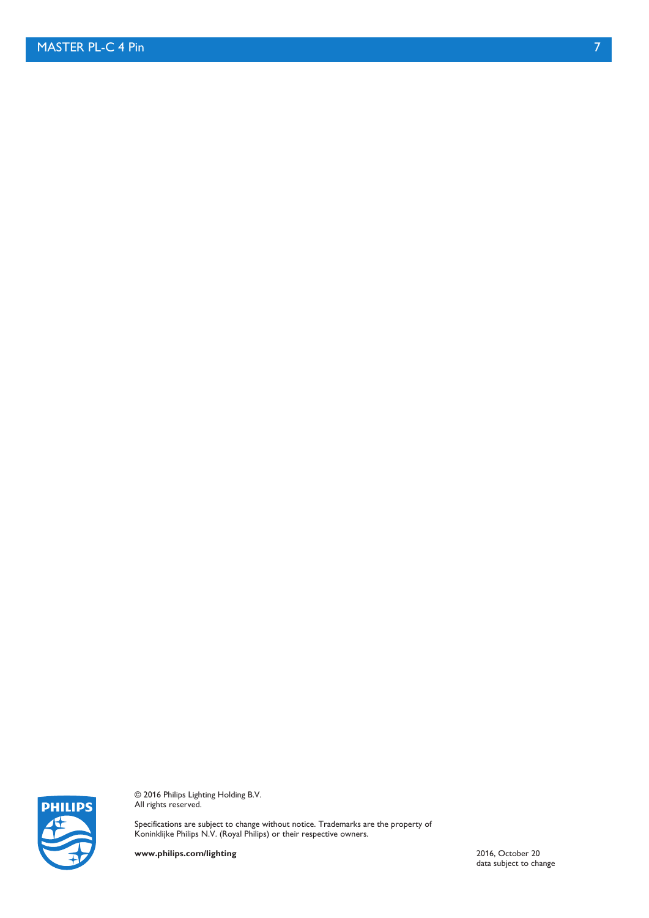© 2016 Philips Lighting Holding B.V.
All rights reserved.

Specifications are subject to change without notice. Trademarks are the property of Koninklijke Philips N.V. (Royal Philips) or their respective owners.

**www.philips.com/lighting**

2016, October 20
data subject to change